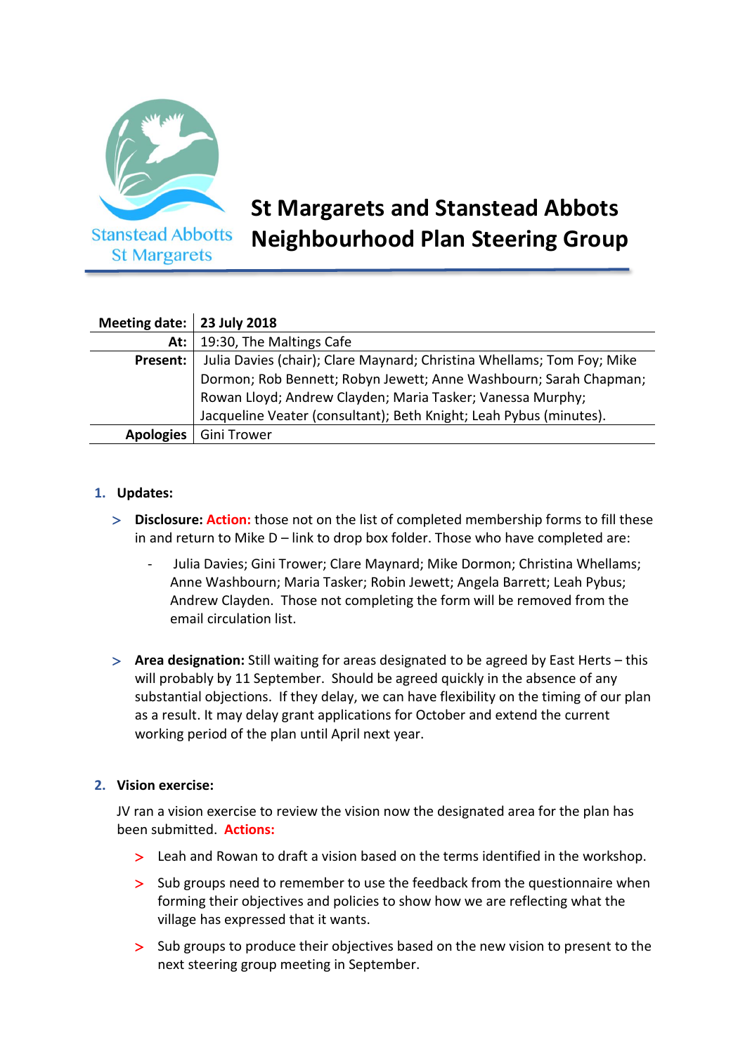# St Margarets and Stanstead Abbots Neighbourhood Plan Steering Group

| | |
|---|---|
| **Meeting date:** | **23 July 2018** |
| **At:** | 19:30, The Maltings Cafe |
| **Present:** | Julia Davies (chair); Clare Maynard; Christina Whellams; Tom Foy; Mike Dormon; Rob Bennett; Robyn Jewett; Anne Washbourn; Sarah Chapman; Rowan Lloyd; Andrew Clayden; Maria Tasker; Vanessa Murphy; Jacqueline Veater (consultant); Beth Knight; Leah Pybus (minutes). |
| **Apologies** | Gini Trower |

1. **Updates:**

   - **Disclosure: Action:** those not on the list of completed membership forms to fill these in and return to Mike D – link to drop box folder. Those who have completed are:
     - Julia Davies; Gini Trower; Clare Maynard; Mike Dormon; Christina Whellams; Anne Washbourn; Maria Tasker; Robin Jewett; Angela Barrett; Leah Pybus; Andrew Clayden. Those not completing the form will be removed from the email circulation list.

   - **Area designation:** Still waiting for areas designated to be agreed by East Herts – this will probably by 11 September. Should be agreed quickly in the absence of any substantial objections. If they delay, we can have flexibility on the timing of our plan as a result. It may delay grant applications for October and extend the current working period of the plan until April next year.

2. **Vision exercise:**

   JV ran a vision exercise to review the vision now the designated area for the plan has been submitted. **Actions:**

   - Leah and Rowan to draft a vision based on the terms identified in the workshop.
   - Sub groups need to remember to use the feedback from the questionnaire when forming their objectives and policies to show how we are reflecting what the village has expressed that it wants.
   - Sub groups to produce their objectives based on the new vision to present to the next steering group meeting in September.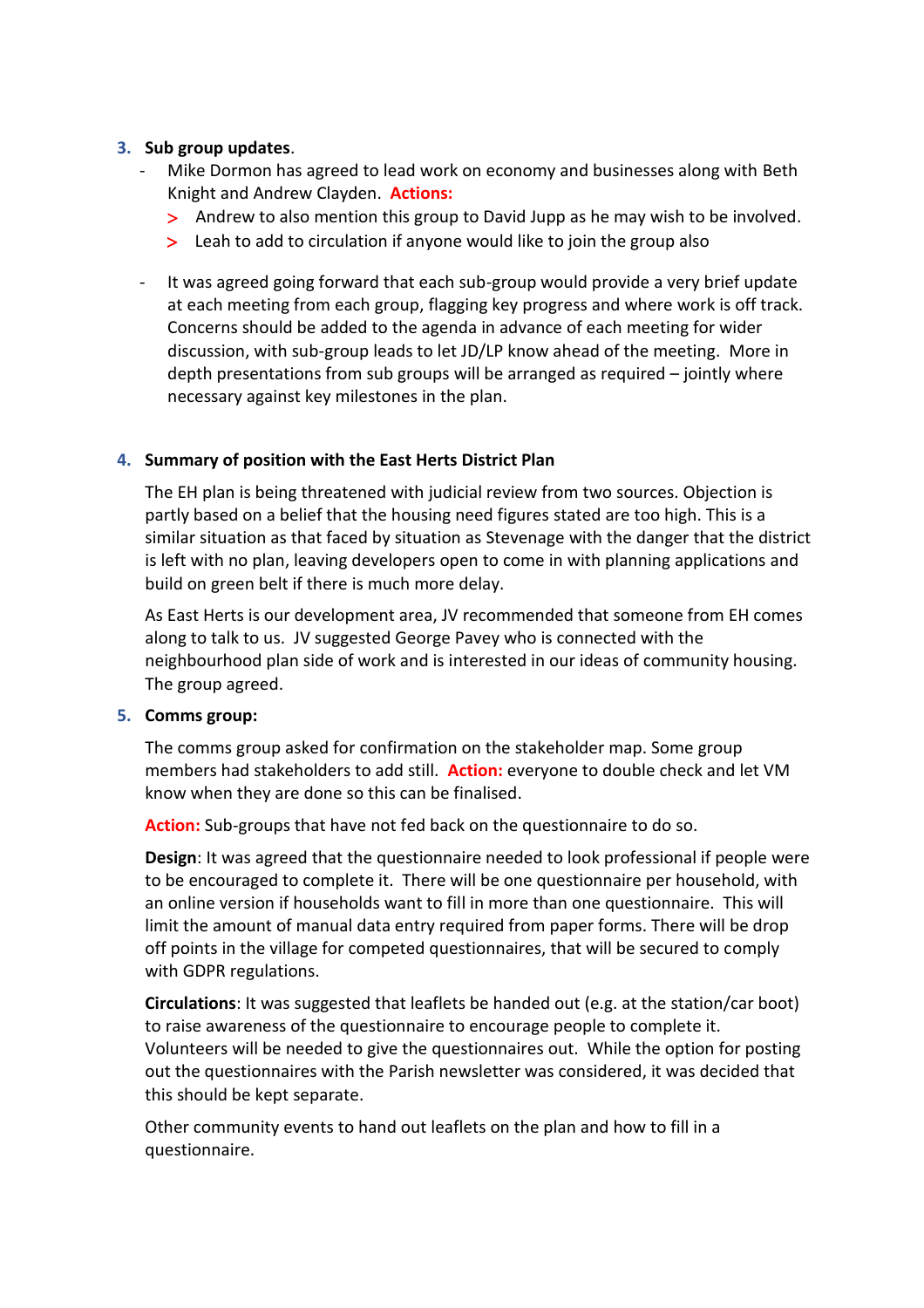3. **Sub group updates**.
   - Mike Dormon has agreed to lead work on economy and businesses along with Beth Knight and Andrew Clayden. **Actions:**
     - Andrew to also mention this group to David Jupp as he may wish to be involved.
     - Leah to add to circulation if anyone would like to join the group also
   - It was agreed going forward that each sub-group would provide a very brief update at each meeting from each group, flagging key progress and where work is off track. Concerns should be added to the agenda in advance of each meeting for wider discussion, with sub-group leads to let JD/LP know ahead of the meeting. More in depth presentations from sub groups will be arranged as required – jointly where necessary against key milestones in the plan.

4. **Summary of position with the East Herts District Plan**

   The EH plan is being threatened with judicial review from two sources. Objection is partly based on a belief that the housing need figures stated are too high. This is a similar situation as that faced by situation as Stevenage with the danger that the district is left with no plan, leaving developers open to come in with planning applications and build on green belt if there is much more delay.

   As East Herts is our development area, JV recommended that someone from EH comes along to talk to us. JV suggested George Pavey who is connected with the neighbourhood plan side of work and is interested in our ideas of community housing. The group agreed.

5. **Comms group:**

   The comms group asked for confirmation on the stakeholder map. Some group members had stakeholders to add still. **Action:** everyone to double check and let VM know when they are done so this can be finalised.

   **Action:** Sub-groups that have not fed back on the questionnaire to do so.

   **Design**: It was agreed that the questionnaire needed to look professional if people were to be encouraged to complete it. There will be one questionnaire per household, with an online version if households want to fill in more than one questionnaire. This will limit the amount of manual data entry required from paper forms. There will be drop off points in the village for competed questionnaires, that will be secured to comply with GDPR regulations.

   **Circulations**: It was suggested that leaflets be handed out (e.g. at the station/car boot) to raise awareness of the questionnaire to encourage people to complete it. Volunteers will be needed to give the questionnaires out. While the option for posting out the questionnaires with the Parish newsletter was considered, it was decided that this should be kept separate.

   Other community events to hand out leaflets on the plan and how to fill in a questionnaire.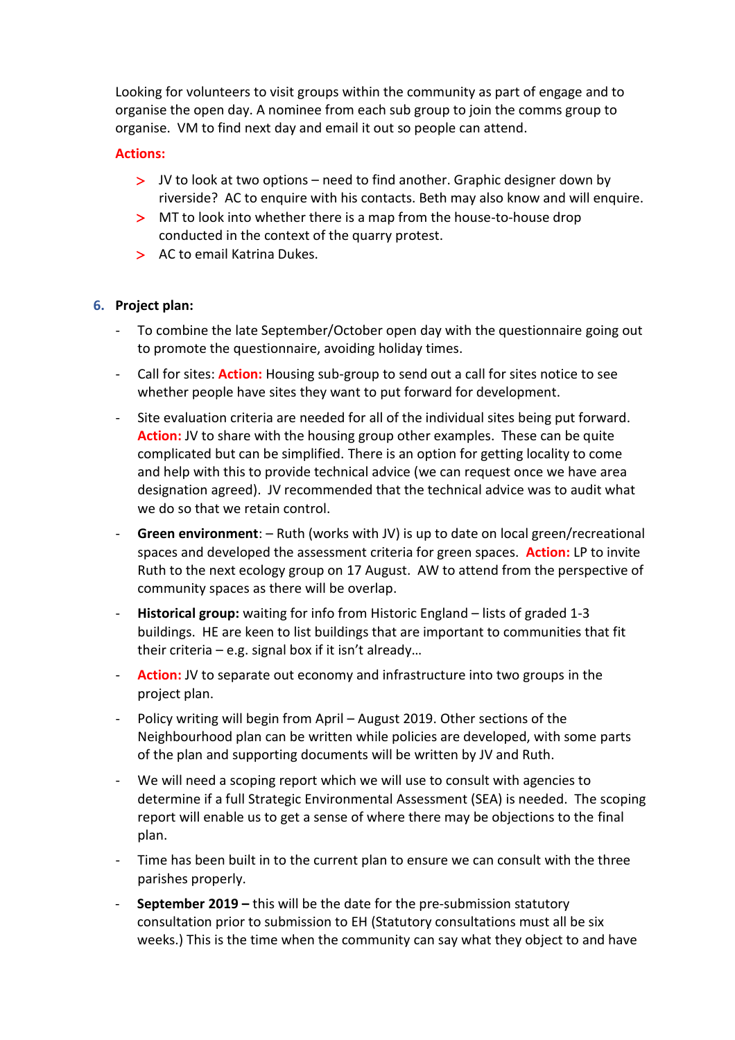Looking for volunteers to visit groups within the community as part of engage and to organise the open day. A nominee from each sub group to join the comms group to organise. VM to find next day and email it out so people can attend.

**Actions:**

- JV to look at two options – need to find another. Graphic designer down by riverside? AC to enquire with his contacts. Beth may also know and will enquire.
- MT to look into whether there is a map from the house-to-house drop conducted in the context of the quarry protest.
- AC to email Katrina Dukes.

6. **Project plan:**

- To combine the late September/October open day with the questionnaire going out to promote the questionnaire, avoiding holiday times.
- Call for sites: **Action:** Housing sub-group to send out a call for sites notice to see whether people have sites they want to put forward for development.
- Site evaluation criteria are needed for all of the individual sites being put forward. **Action:** JV to share with the housing group other examples. These can be quite complicated but can be simplified. There is an option for getting locality to come and help with this to provide technical advice (we can request once we have area designation agreed). JV recommended that the technical advice was to audit what we do so that we retain control.
- **Green environment**: – Ruth (works with JV) is up to date on local green/recreational spaces and developed the assessment criteria for green spaces. **Action:** LP to invite Ruth to the next ecology group on 17 August. AW to attend from the perspective of community spaces as there will be overlap.
- **Historical group:** waiting for info from Historic England – lists of graded 1-3 buildings. HE are keen to list buildings that are important to communities that fit their criteria – e.g. signal box if it isn't already…
- **Action:** JV to separate out economy and infrastructure into two groups in the project plan.
- Policy writing will begin from April – August 2019. Other sections of the Neighbourhood plan can be written while policies are developed, with some parts of the plan and supporting documents will be written by JV and Ruth.
- We will need a scoping report which we will use to consult with agencies to determine if a full Strategic Environmental Assessment (SEA) is needed. The scoping report will enable us to get a sense of where there may be objections to the final plan.
- Time has been built in to the current plan to ensure we can consult with the three parishes properly.
- **September 2019 –** this will be the date for the pre-submission statutory consultation prior to submission to EH (Statutory consultations must all be six weeks.) This is the time when the community can say what they object to and have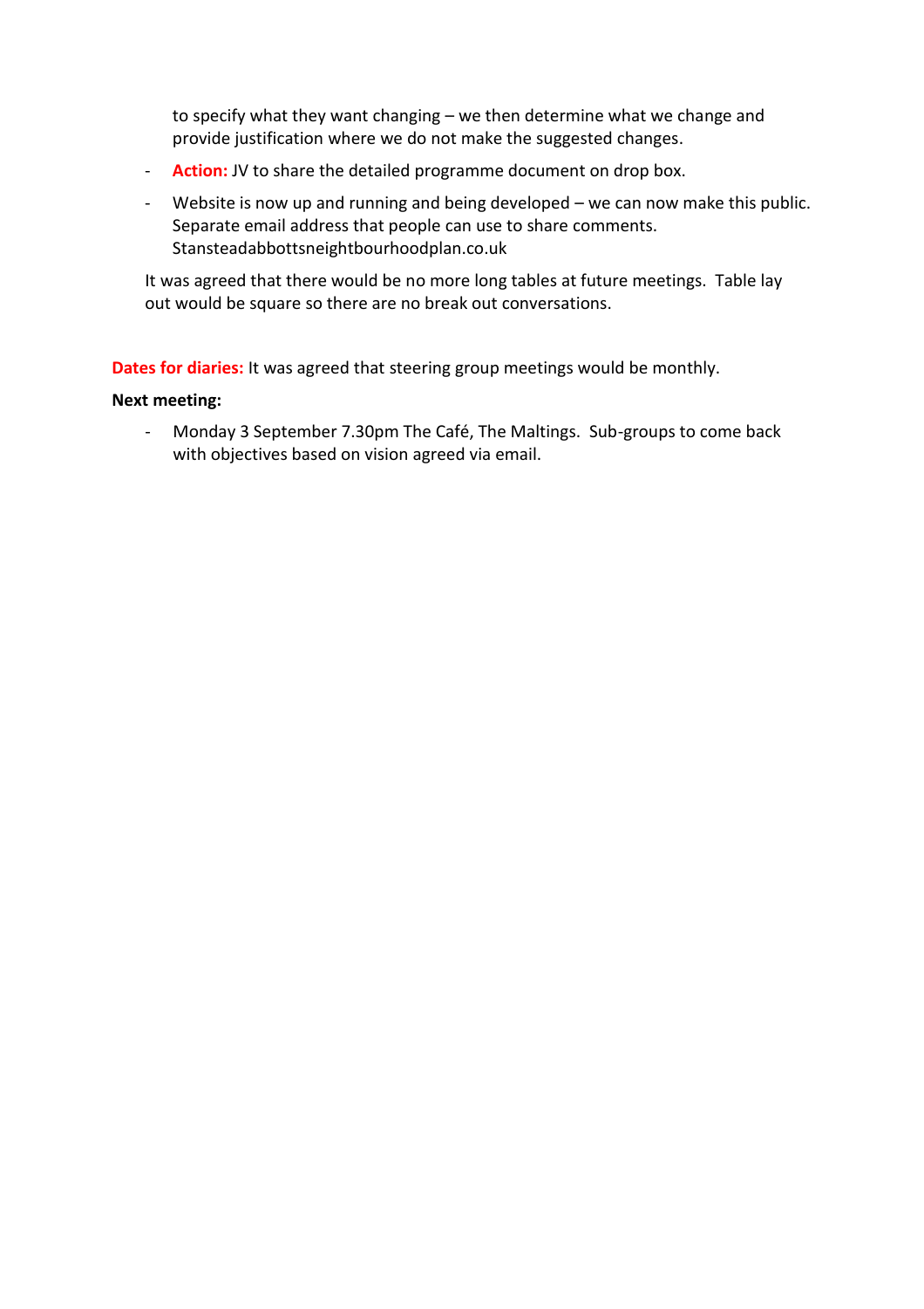to specify what they want changing – we then determine what we change and provide justification where we do not make the suggested changes.

- **Action:** JV to share the detailed programme document on drop box.
- Website is now up and running and being developed – we can now make this public. Separate email address that people can use to share comments. Stansteadabbottsneightbourhoodplan.co.uk

It was agreed that there would be no more long tables at future meetings. Table lay out would be square so there are no break out conversations.

**Dates for diaries:** It was agreed that steering group meetings would be monthly.

**Next meeting:**

- Monday 3 September 7.30pm The Café, The Maltings. Sub-groups to come back with objectives based on vision agreed via email.